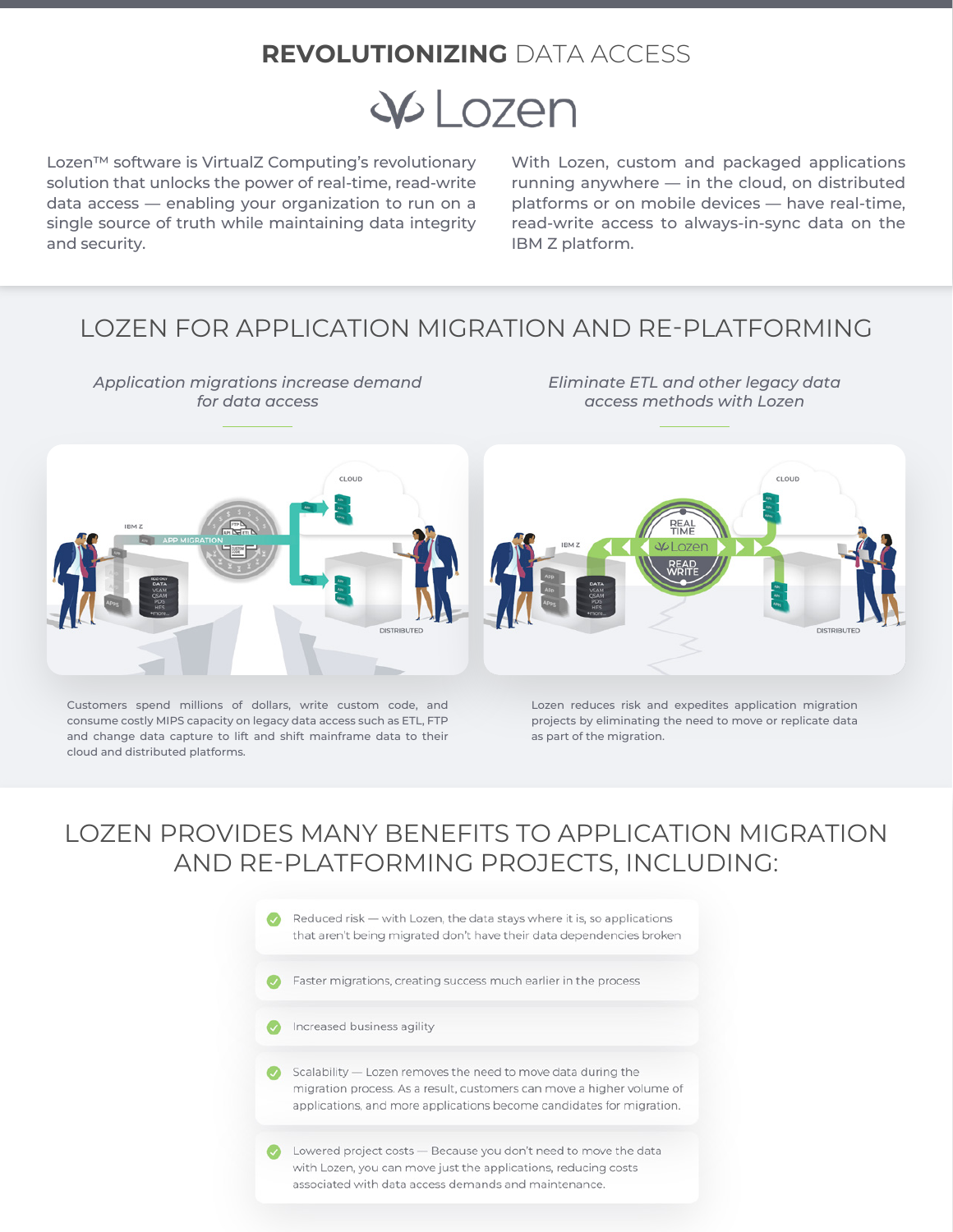# **REVOLUTIONIZING** DATA ACCESS

Lozen

Lozen™ software is VirtualZ Computing's revolutionary solution that unlocks the power of real-time, read-write data access — enabling your organization to run on a single source of truth while maintaining data integrity and security.

With Lozen, custom and packaged applications running anywhere — in the cloud, on distributed platforms or on mobile devices — have real-time, read-write access to always-in-sync data on the IBM Z platform.

## LOZEN FOR APPLICATION MIGRATION AND RE-PLATFORMING

*Application migrations increase demand for data access*

Customers spend millions of dollars, write custom code, and consume costly MIPS capacity on legacy data access such as ETL, FTP and change data capture to lift and shift mainframe data to their cloud and distributed platforms.

*Eliminate ETL and other legacy data access methods with Lozen*

Lozen reduces risk and expedites application migration projects by eliminating the need to move or replicate data as part of the migration.

## LOZEN PROVIDES MANY BENEFITS TO APPLICATION MIGRATION AND RE-PLATFORMING PROJECTS, INCLUDING:

- Reduced risk — with Lozen, the data stays where it is, so applications that aren't being migrated don't have their data dependencies broken
- Faster migrations, creating success much earlier in the process
- Increased business agility
- Scalability — Lozen removes the need to move data during the migration process. As a result, customers can move a higher volume of applications, and more applications become candidates for migration.
- Lowered project costs — Because you don't need to move the data with Lozen, you can move just the applications, reducing costs associated with data access demands and maintenance.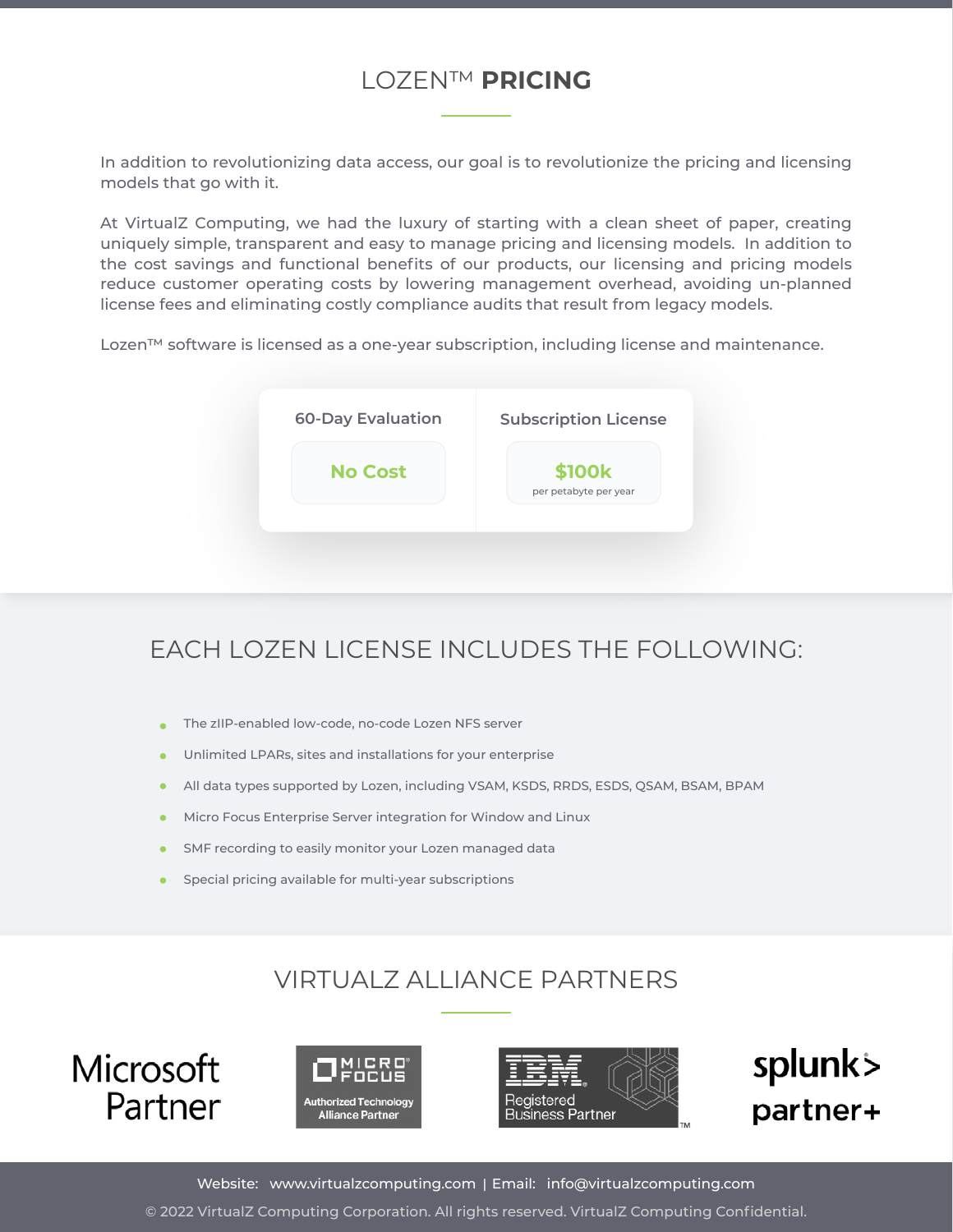# LOZEN™ **PRICING**

In addition to revolutionizing data access, our goal is to revolutionize the pricing and licensing models that go with it.

At VirtualZ Computing, we had the luxury of starting with a clean sheet of paper, creating uniquely simple, transparent and easy to manage pricing and licensing models. In addition to the cost savings and functional benefits of our products, our licensing and pricing models reduce customer operating costs by lowering management overhead, avoiding un-planned license fees and eliminating costly compliance audits that result from legacy models.

Lozen™ software is licensed as a one-year subscription, including license and maintenance.

| 60-Day Evaluation | Subscription License |
| --- | --- |
| **No Cost** | **$100k** per petabyte per year |

## EACH LOZEN LICENSE INCLUDES THE FOLLOWING:

- The zIIP-enabled low-code, no-code Lozen NFS server
- Unlimited LPARs, sites and installations for your enterprise
- All data types supported by Lozen, including VSAM, KSDS, RRDS, ESDS, QSAM, BSAM, BPAM
- Micro Focus Enterprise Server integration for Window and Linux
- SMF recording to easily monitor your Lozen managed data
- Special pricing available for multi-year subscriptions

## VIRTUALZ ALLIANCE PARTNERS

Microsoft Partner

Micro Focus Authorized Technology Alliance Partner

IBM Registered Business Partner

splunk> partner+

Website: www.virtualzcomputing.com | Email: info@virtualzcomputing.com

© 2022 VirtualZ Computing Corporation. All rights reserved. VirtualZ Computing Confidential.